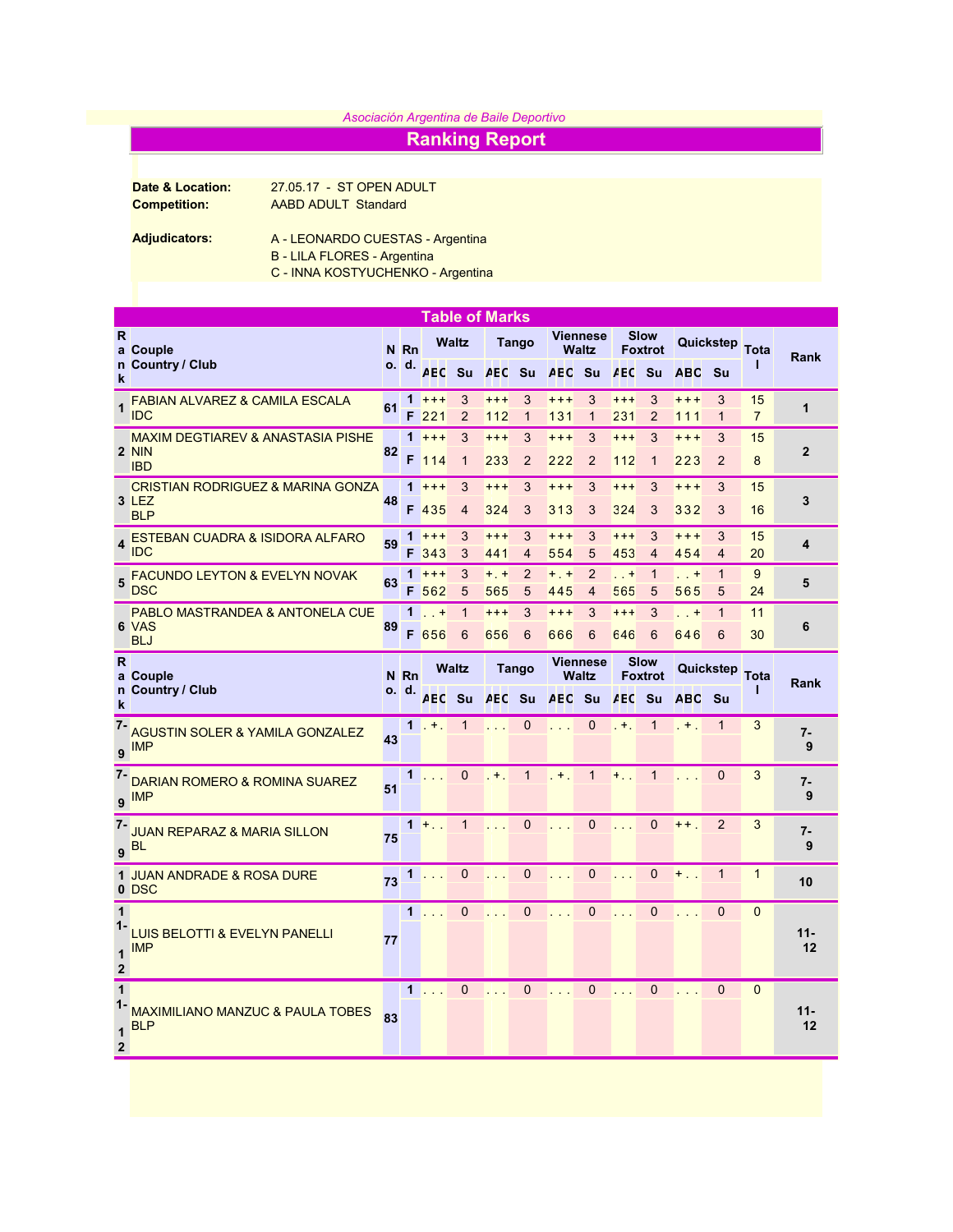*Asociación Argentina de Baile Deportivo*

# Ranking Report

**Date & Location:** 27.05.17 - ST OPEN ADULT

**Competition:** AABD ADULT Standard

**Adjudicators:**
A - LEONARDO CUESTAS - Argentina
B - LILA FLORES - Argentina
C - INNA KOSTYUCHENKO - Argentina

## Table of Marks

| Rank | Couple Country / Club | No. | Rnd. | Waltz ABC | Waltz Su | Tango ABC | Tango Su | Viennese Waltz ABC | Viennese Waltz Su | Slow Foxtrot ABC | Slow Foxtrot Su | Quickstep ABC | Quickstep Su | Total | Rank |
|---|---|---|---|---|---|---|---|---|---|---|---|---|---|---|---|
| 1 | FABIAN ALVAREZ & CAMILA ESCALA IDC | 61 | 1 | +++ | 3 | +++ | 3 | +++ | 3 | +++ | 3 | +++ | 3 | 15 | 1 |
| | | | F | 221 | 2 | 112 | 1 | 131 | 1 | 231 | 2 | 111 | 1 | 7 | |
| 2 | MAXIM DEGTIAREV & ANASTASIA PISHENIN IBD | 82 | 1 | +++ | 3 | +++ | 3 | +++ | 3 | +++ | 3 | +++ | 3 | 15 | 2 |
| | | | F | 114 | 1 | 233 | 2 | 222 | 2 | 112 | 1 | 223 | 2 | 8 | |
| 3 | CRISTIAN RODRIGUEZ & MARINA GONZALEZ BLP | 48 | 1 | +++ | 3 | +++ | 3 | +++ | 3 | +++ | 3 | +++ | 3 | 15 | 3 |
| | | | F | 435 | 4 | 324 | 3 | 313 | 3 | 324 | 3 | 332 | 3 | 16 | |
| 4 | ESTEBAN CUADRA & ISIDORA ALFARO IDC | 59 | 1 | +++ | 3 | +++ | 3 | +++ | 3 | +++ | 3 | +++ | 3 | 15 | 4 |
| | | | F | 343 | 3 | 441 | 4 | 554 | 5 | 453 | 4 | 454 | 4 | 20 | |
| 5 | FACUNDO LEYTON & EVELYN NOVAK DSC | 63 | 1 | +++ | 3 | +.+ | 2 | +.+ | 2 | ..+ | 1 | ..+ | 1 | 9 | 5 |
| | | | F | 562 | 5 | 565 | 5 | 445 | 4 | 565 | 5 | 565 | 5 | 24 | |
| 6 | PABLO MASTRANDEA & ANTONELA CUEVAS BLJ | 89 | 1 | ..+ | 1 | +++ | 3 | +++ | 3 | +++ | 3 | ..+ | 1 | 11 | 6 |
| | | | F | 656 | 6 | 656 | 6 | 666 | 6 | 646 | 6 | 646 | 6 | 30 | |
| 7-9 | AGUSTIN SOLER & YAMILA GONZALEZ IMP | 43 | 1 | .+. | 1 | ... | 0 | ... | 0 | .+. | 1 | .+. | 1 | 3 | 7-9 |
| 7-9 | DARIAN ROMERO & ROMINA SUAREZ IMP | 51 | 1 | ... | 0 | .+. | 1 | .+. | 1 | +.. | 1 | ... | 0 | 3 | 7-9 |
| 7-9 | JUAN REPARAZ & MARIA SILLON BL | 75 | 1 | +.. | 1 | ... | 0 | ... | 0 | ... | 0 | ++. | 2 | 3 | 7-9 |
| 10 | JUAN ANDRADE & ROSA DURE DSC | 73 | 1 | ... | 0 | ... | 0 | ... | 0 | ... | 0 | +.. | 1 | 1 | 10 |
| 11-12 | LUIS BELOTTI & EVELYN PANELLI IMP | 77 | 1 | ... | 0 | ... | 0 | ... | 0 | ... | 0 | ... | 0 | 0 | 11-12 |
| 11-12 | MAXIMILIANO MANZUC & PAULA TOBES BLP | 83 | 1 | ... | 0 | ... | 0 | ... | 0 | ... | 0 | ... | 0 | 0 | 11-12 |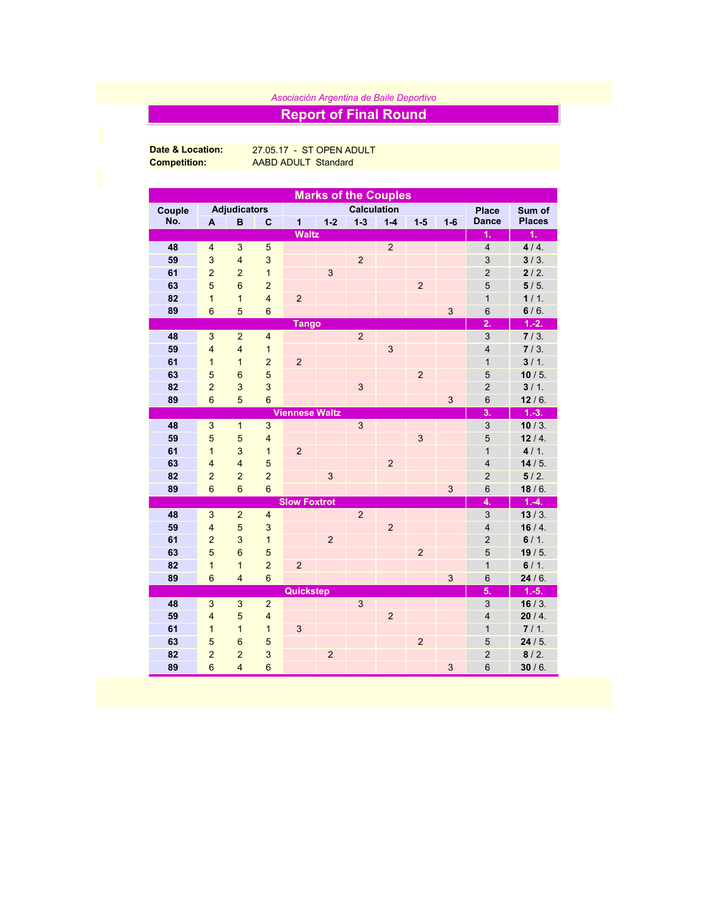*Asociación Argentina de Baile Deportivo*

# Report of Final Round

**Date & Location:** 27.05.17 - ST OPEN ADULT
**Competition:** AABD ADULT Standard

## Marks of the Couples

| Couple No. | Adjudicators | | | Calculation | | | | | | Place Dance | Sum of Places |
|---|---|---|---|---|---|---|---|---|---|---|---|
| | A | B | C | 1 | 1-2 | 1-3 | 1-4 | 1-5 | 1-6 | | |
| **Waltz** | | | | | | | | | | 1. | 1. |
| 48 | 4 | 3 | 5 | | | | 2 | | | 4 | **4** / 4. |
| 59 | 3 | 4 | 3 | | | 2 | | | | 3 | **3** / 3. |
| 61 | 2 | 2 | 1 | | 3 | | | | | 2 | **2** / 2. |
| 63 | 5 | 6 | 2 | | | | | 2 | | 5 | **5** / 5. |
| 82 | 1 | 1 | 4 | 2 | | | | | | 1 | **1** / 1. |
| 89 | 6 | 5 | 6 | | | | | | 3 | 6 | **6** / 6. |
| **Tango** | | | | | | | | | | 2. | 1.-2. |
| 48 | 3 | 2 | 4 | | | 2 | | | | 3 | **7** / 3. |
| 59 | 4 | 4 | 1 | | | | 3 | | | 4 | **7** / 3. |
| 61 | 1 | 1 | 2 | 2 | | | | | | 1 | **3** / 1. |
| 63 | 5 | 6 | 5 | | | | | 2 | | 5 | **10** / 5. |
| 82 | 2 | 3 | 3 | | | 3 | | | | 2 | **3** / 1. |
| 89 | 6 | 5 | 6 | | | | | | 3 | 6 | **12** / 6. |
| **Viennese Waltz** | | | | | | | | | | 3. | 1.-3. |
| 48 | 3 | 1 | 3 | | | 3 | | | | 3 | **10** / 3. |
| 59 | 5 | 5 | 4 | | | | | 3 | | 5 | **12** / 4. |
| 61 | 1 | 3 | 1 | 2 | | | | | | 1 | **4** / 1. |
| 63 | 4 | 4 | 5 | | | | 2 | | | 4 | **14** / 5. |
| 82 | 2 | 2 | 2 | | 3 | | | | | 2 | **5** / 2. |
| 89 | 6 | 6 | 6 | | | | | | 3 | 6 | **18** / 6. |
| **Slow Foxtrot** | | | | | | | | | | 4. | 1.-4. |
| 48 | 3 | 2 | 4 | | | 2 | | | | 3 | **13** / 3. |
| 59 | 4 | 5 | 3 | | | | 2 | | | 4 | **16** / 4. |
| 61 | 2 | 3 | 1 | | 2 | | | | | 2 | **6** / 1. |
| 63 | 5 | 6 | 5 | | | | | 2 | | 5 | **19** / 5. |
| 82 | 1 | 1 | 2 | 2 | | | | | | 1 | **6** / 1. |
| 89 | 6 | 4 | 6 | | | | | | 3 | 6 | **24** / 6. |
| **Quickstep** | | | | | | | | | | 5. | 1.-5. |
| 48 | 3 | 3 | 2 | | | 3 | | | | 3 | **16** / 3. |
| 59 | 4 | 5 | 4 | | | | 2 | | | 4 | **20** / 4. |
| 61 | 1 | 1 | 1 | 3 | | | | | | 1 | **7** / 1. |
| 63 | 5 | 6 | 5 | | | | | 2 | | 5 | **24** / 5. |
| 82 | 2 | 2 | 3 | | 2 | | | | | 2 | **8** / 2. |
| 89 | 6 | 4 | 6 | | | | | | 3 | 6 | **30** / 6. |